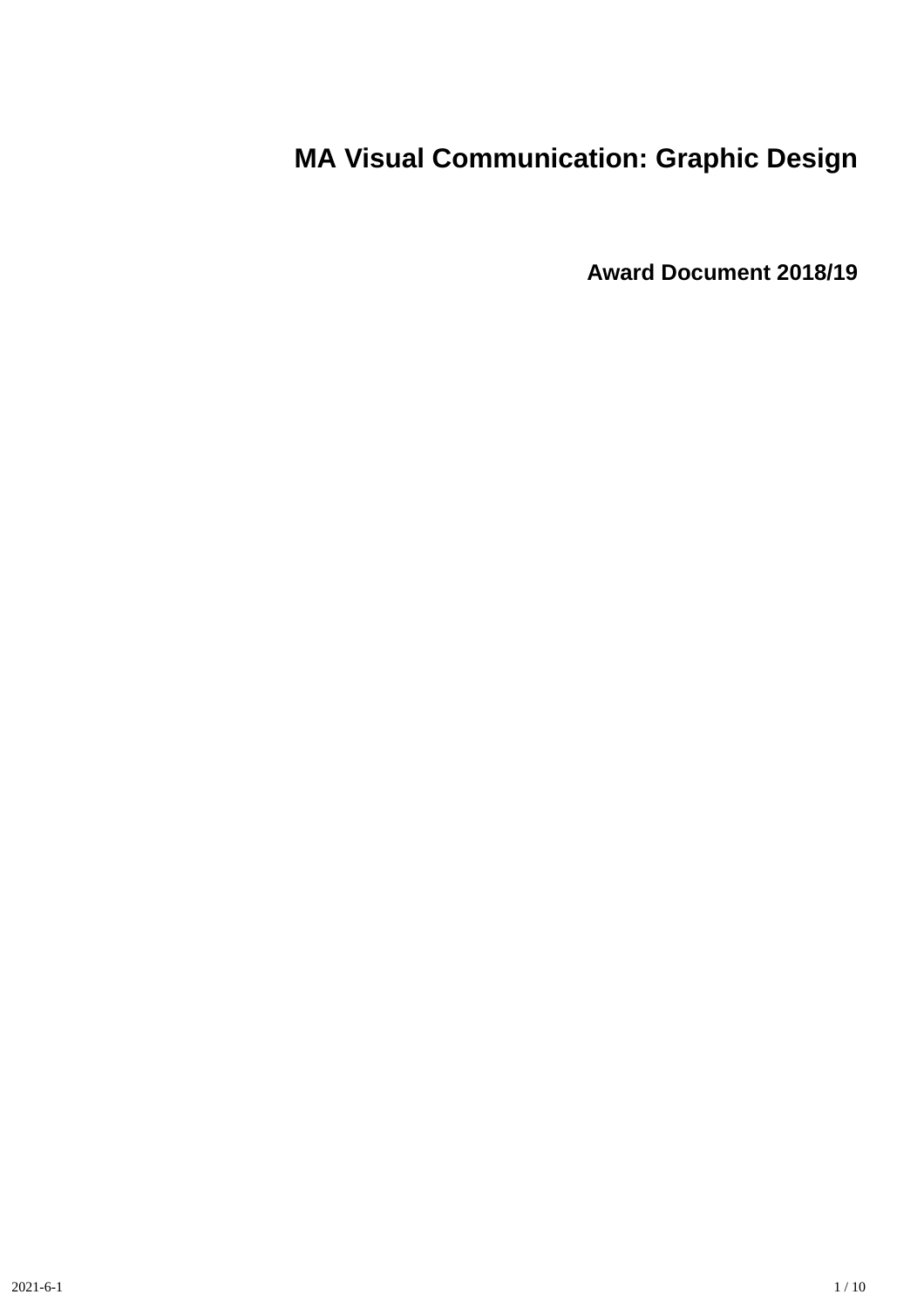# MA Visual Communication: Graphic Design

## Award Document 2018/19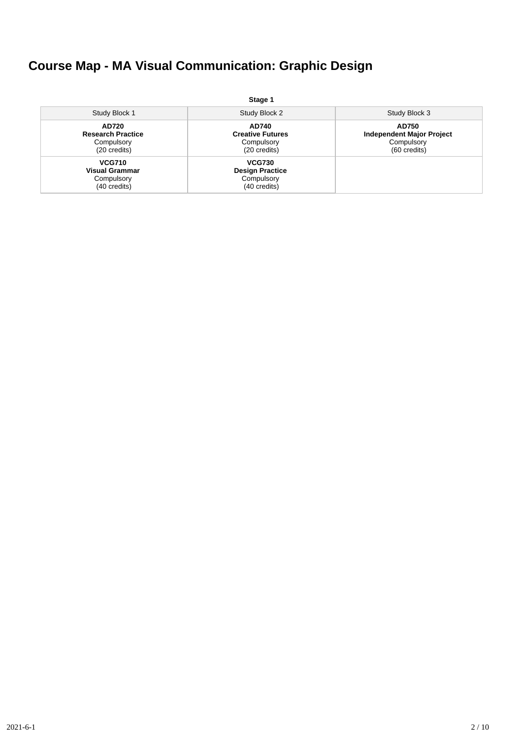# Course Map - MA Visual Communication: Graphic Design

**Stage 1**

| Study Block 1 | Study Block 2 | Study Block 3 |
| --- | --- | --- |
| **AD720**<br>**Research Practice**<br>Compulsory<br>(20 credits) | **AD740**<br>**Creative Futures**<br>Compulsory<br>(20 credits) | **AD750**<br>**Independent Major Project**<br>Compulsory<br>(60 credits) |
| **VCG710**<br>**Visual Grammar**<br>Compulsory<br>(40 credits) | **VCG730**<br>**Design Practice**<br>Compulsory<br>(40 credits) | |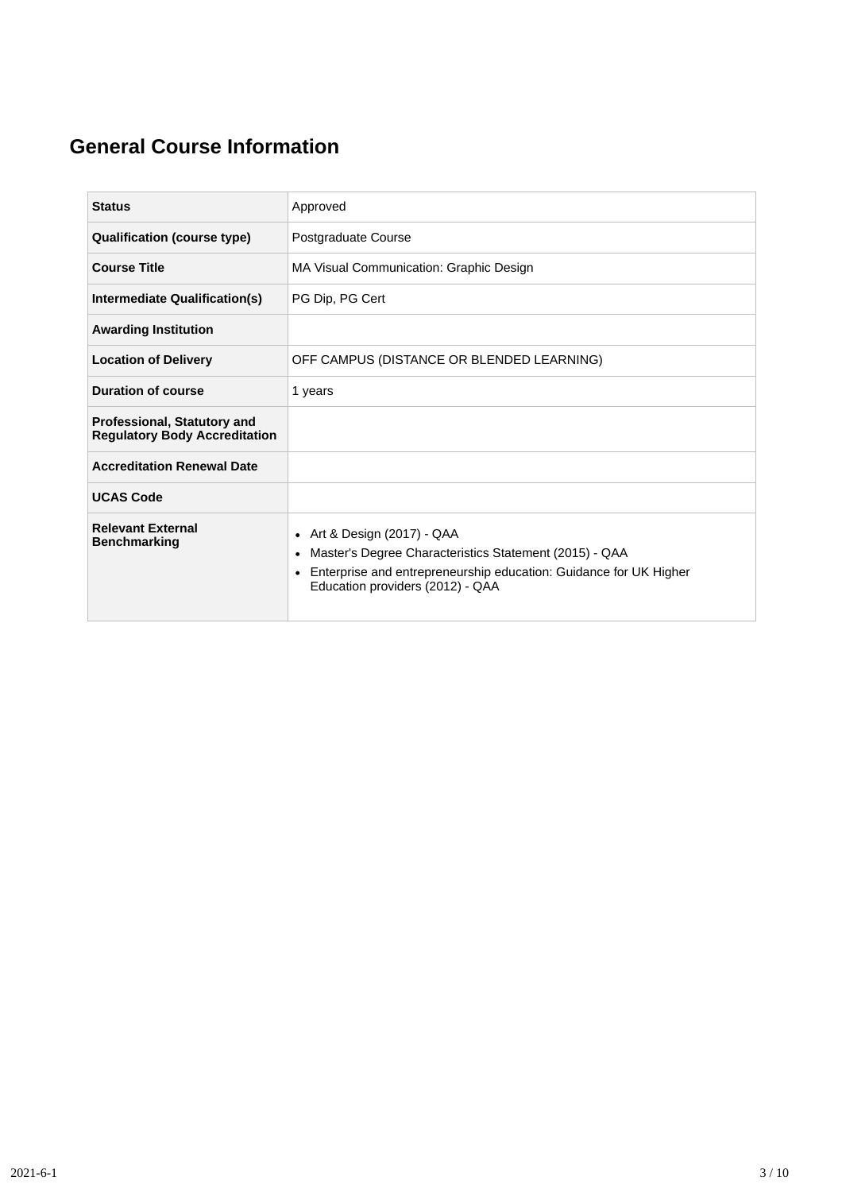## General Course Information

| | |
|---|---|
| **Status** | Approved |
| **Qualification (course type)** | Postgraduate Course |
| **Course Title** | MA Visual Communication: Graphic Design |
| **Intermediate Qualification(s)** | PG Dip, PG Cert |
| **Awarding Institution** | |
| **Location of Delivery** | OFF CAMPUS (DISTANCE OR BLENDED LEARNING) |
| **Duration of course** | 1 years |
| **Professional, Statutory and Regulatory Body Accreditation** | |
| **Accreditation Renewal Date** | |
| **UCAS Code** | |
| **Relevant External Benchmarking** | • Art & Design (2017) - QAA<br>• Master's Degree Characteristics Statement (2015) - QAA<br>• Enterprise and entrepreneurship education: Guidance for UK Higher Education providers (2012) - QAA |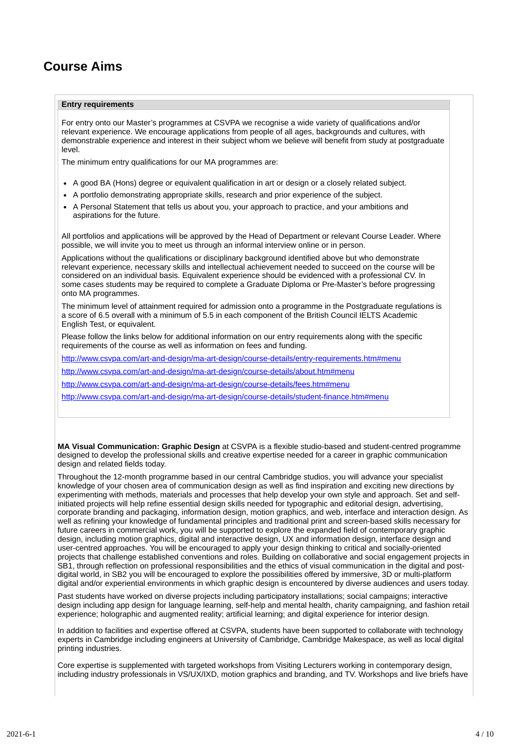# Course Aims

**Entry requirements**

For entry onto our Master's programmes at CSVPA we recognise a wide variety of qualifications and/or relevant experience. We encourage applications from people of all ages, backgrounds and cultures, with demonstrable experience and interest in their subject whom we believe will benefit from study at postgraduate level.

The minimum entry qualifications for our MA programmes are:

- A good BA (Hons) degree or equivalent qualification in art or design or a closely related subject.
- A portfolio demonstrating appropriate skills, research and prior experience of the subject.
- A Personal Statement that tells us about you, your approach to practice, and your ambitions and aspirations for the future.

All portfolios and applications will be approved by the Head of Department or relevant Course Leader. Where possible, we will invite you to meet us through an informal interview online or in person.

Applications without the qualifications or disciplinary background identified above but who demonstrate relevant experience, necessary skills and intellectual achievement needed to succeed on the course will be considered on an individual basis. Equivalent experience should be evidenced with a professional CV. In some cases students may be required to complete a Graduate Diploma or Pre-Master's before progressing onto MA programmes.

The minimum level of attainment required for admission onto a programme in the Postgraduate regulations is a score of 6.5 overall with a minimum of 5.5 in each component of the British Council IELTS Academic English Test, or equivalent.

Please follow the links below for additional information on our entry requirements along with the specific requirements of the course as well as information on fees and funding.

http://www.csvpa.com/art-and-design/ma-art-design/course-details/entry-requirements.htm#menu

http://www.csvpa.com/art-and-design/ma-art-design/course-details/about.htm#menu

http://www.csvpa.com/art-and-design/ma-art-design/course-details/fees.htm#menu

http://www.csvpa.com/art-and-design/ma-art-design/course-details/student-finance.htm#menu

**MA Visual Communication: Graphic Design** at CSVPA is a flexible studio-based and student-centred programme designed to develop the professional skills and creative expertise needed for a career in graphic communication design and related fields today.

Throughout the 12-month programme based in our central Cambridge studios, you will advance your specialist knowledge of your chosen area of communication design as well as find inspiration and exciting new directions by experimenting with methods, materials and processes that help develop your own style and approach. Set and self-initiated projects will help refine essential design skills needed for typographic and editorial design, advertising, corporate branding and packaging, information design, motion graphics, and web, interface and interaction design. As well as refining your knowledge of fundamental principles and traditional print and screen-based skills necessary for future careers in commercial work, you will be supported to explore the expanded field of contemporary graphic design, including motion graphics, digital and interactive design, UX and information design, interface design and user-centred approaches. You will be encouraged to apply your design thinking to critical and socially-oriented projects that challenge established conventions and roles. Building on collaborative and social engagement projects in SB1, through reflection on professional responsibilities and the ethics of visual communication in the digital and post-digital world, in SB2 you will be encouraged to explore the possibilities offered by immersive, 3D or multi-platform digital and/or experiential environments in which graphic design is encountered by diverse audiences and users today.

Past students have worked on diverse projects including participatory installations; social campaigns; interactive design including app design for language learning, self-help and mental health, charity campaigning, and fashion retail experience; holographic and augmented reality; artificial learning; and digital experience for interior design.

In addition to facilities and expertise offered at CSVPA, students have been supported to collaborate with technology experts in Cambridge including engineers at University of Cambridge, Cambridge Makespace, as well as local digital printing industries.

Core expertise is supplemented with targeted workshops from Visiting Lecturers working in contemporary design, including industry professionals in VS/UX/IXD, motion graphics and branding, and TV. Workshops and live briefs have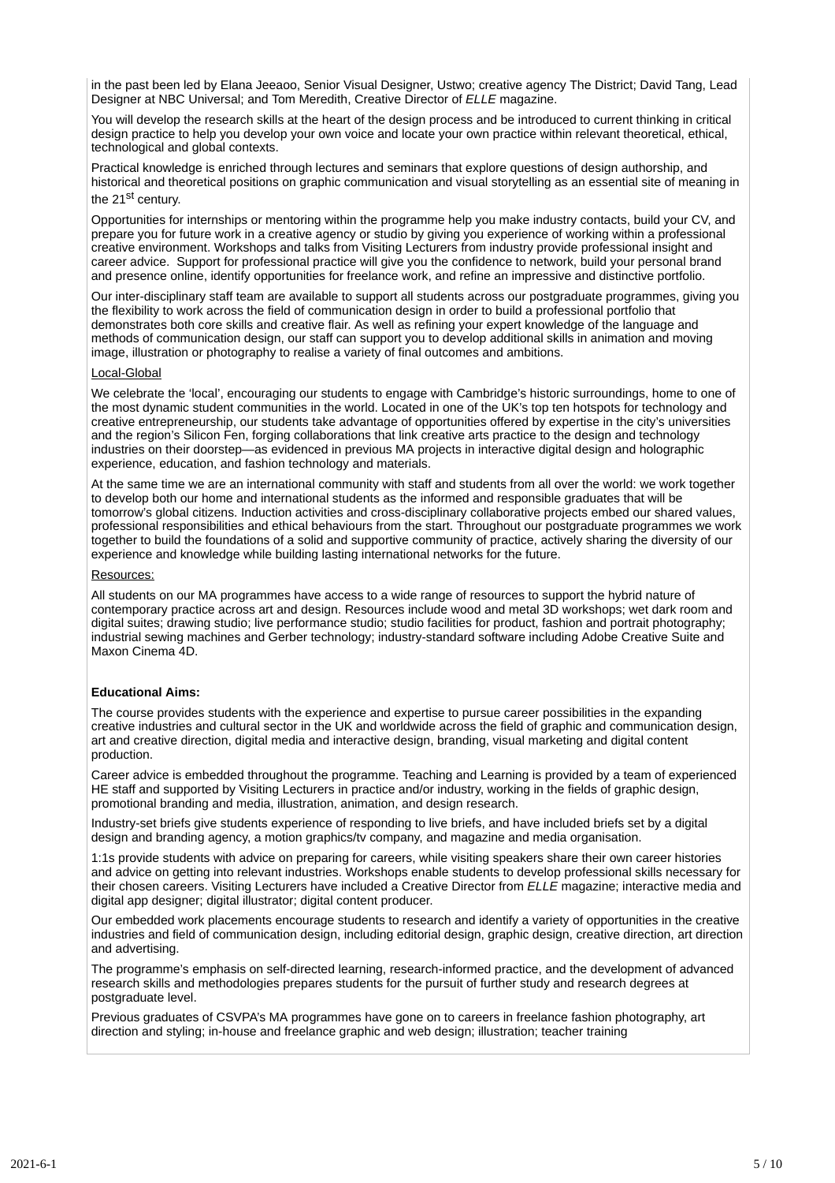in the past been led by Elana Jeeaoo, Senior Visual Designer, Ustwo; creative agency The District; David Tang, Lead Designer at NBC Universal; and Tom Meredith, Creative Director of *ELLE* magazine.

You will develop the research skills at the heart of the design process and be introduced to current thinking in critical design practice to help you develop your own voice and locate your own practice within relevant theoretical, ethical, technological and global contexts.

Practical knowledge is enriched through lectures and seminars that explore questions of design authorship, and historical and theoretical positions on graphic communication and visual storytelling as an essential site of meaning in the 21st century.

Opportunities for internships or mentoring within the programme help you make industry contacts, build your CV, and prepare you for future work in a creative agency or studio by giving you experience of working within a professional creative environment. Workshops and talks from Visiting Lecturers from industry provide professional insight and career advice. Support for professional practice will give you the confidence to network, build your personal brand and presence online, identify opportunities for freelance work, and refine an impressive and distinctive portfolio.

Our inter-disciplinary staff team are available to support all students across our postgraduate programmes, giving you the flexibility to work across the field of communication design in order to build a professional portfolio that demonstrates both core skills and creative flair. As well as refining your expert knowledge of the language and methods of communication design, our staff can support you to develop additional skills in animation and moving image, illustration or photography to realise a variety of final outcomes and ambitions.

<u>Local-Global</u>

We celebrate the 'local', encouraging our students to engage with Cambridge's historic surroundings, home to one of the most dynamic student communities in the world. Located in one of the UK's top ten hotspots for technology and creative entrepreneurship, our students take advantage of opportunities offered by expertise in the city's universities and the region's Silicon Fen, forging collaborations that link creative arts practice to the design and technology industries on their doorstep—as evidenced in previous MA projects in interactive digital design and holographic experience, education, and fashion technology and materials.

At the same time we are an international community with staff and students from all over the world: we work together to develop both our home and international students as the informed and responsible graduates that will be tomorrow's global citizens. Induction activities and cross-disciplinary collaborative projects embed our shared values, professional responsibilities and ethical behaviours from the start. Throughout our postgraduate programmes we work together to build the foundations of a solid and supportive community of practice, actively sharing the diversity of our experience and knowledge while building lasting international networks for the future.

<u>Resources:</u>

All students on our MA programmes have access to a wide range of resources to support the hybrid nature of contemporary practice across art and design. Resources include wood and metal 3D workshops; wet dark room and digital suites; drawing studio; live performance studio; studio facilities for product, fashion and portrait photography; industrial sewing machines and Gerber technology; industry-standard software including Adobe Creative Suite and Maxon Cinema 4D.

**Educational Aims:**

The course provides students with the experience and expertise to pursue career possibilities in the expanding creative industries and cultural sector in the UK and worldwide across the field of graphic and communication design, art and creative direction, digital media and interactive design, branding, visual marketing and digital content production.

Career advice is embedded throughout the programme. Teaching and Learning is provided by a team of experienced HE staff and supported by Visiting Lecturers in practice and/or industry, working in the fields of graphic design, promotional branding and media, illustration, animation, and design research.

Industry-set briefs give students experience of responding to live briefs, and have included briefs set by a digital design and branding agency, a motion graphics/tv company, and magazine and media organisation.

1:1s provide students with advice on preparing for careers, while visiting speakers share their own career histories and advice on getting into relevant industries. Workshops enable students to develop professional skills necessary for their chosen careers. Visiting Lecturers have included a Creative Director from *ELLE* magazine; interactive media and digital app designer; digital illustrator; digital content producer.

Our embedded work placements encourage students to research and identify a variety of opportunities in the creative industries and field of communication design, including editorial design, graphic design, creative direction, art direction and advertising.

The programme's emphasis on self-directed learning, research-informed practice, and the development of advanced research skills and methodologies prepares students for the pursuit of further study and research degrees at postgraduate level.

Previous graduates of CSVPA's MA programmes have gone on to careers in freelance fashion photography, art direction and styling; in-house and freelance graphic and web design; illustration; teacher training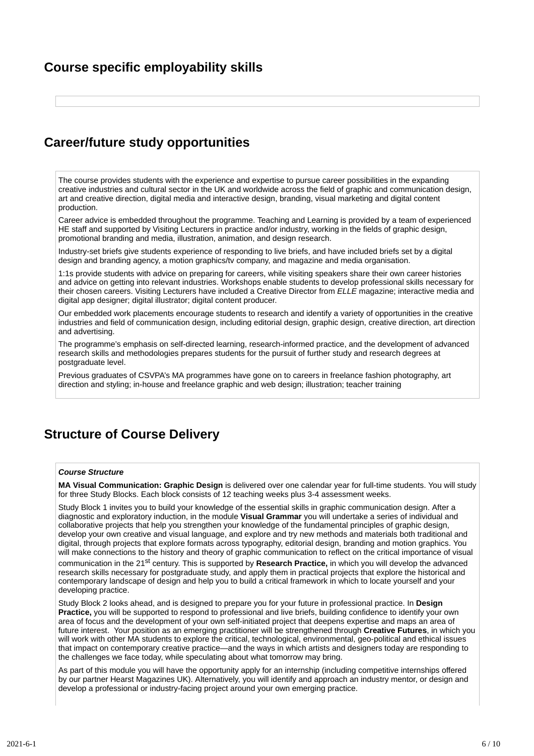## Course specific employability skills

## Career/future study opportunities

The course provides students with the experience and expertise to pursue career possibilities in the expanding creative industries and cultural sector in the UK and worldwide across the field of graphic and communication design, art and creative direction, digital media and interactive design, branding, visual marketing and digital content production.

Career advice is embedded throughout the programme. Teaching and Learning is provided by a team of experienced HE staff and supported by Visiting Lecturers in practice and/or industry, working in the fields of graphic design, promotional branding and media, illustration, animation, and design research.

Industry-set briefs give students experience of responding to live briefs, and have included briefs set by a digital design and branding agency, a motion graphics/tv company, and magazine and media organisation.

1:1s provide students with advice on preparing for careers, while visiting speakers share their own career histories and advice on getting into relevant industries. Workshops enable students to develop professional skills necessary for their chosen careers. Visiting Lecturers have included a Creative Director from *ELLE* magazine; interactive media and digital app designer; digital illustrator; digital content producer.

Our embedded work placements encourage students to research and identify a variety of opportunities in the creative industries and field of communication design, including editorial design, graphic design, creative direction, art direction and advertising.

The programme's emphasis on self-directed learning, research-informed practice, and the development of advanced research skills and methodologies prepares students for the pursuit of further study and research degrees at postgraduate level.

Previous graduates of CSVPA's MA programmes have gone on to careers in freelance fashion photography, art direction and styling; in-house and freelance graphic and web design; illustration; teacher training

## Structure of Course Delivery

***Course Structure***

**MA Visual Communication: Graphic Design** is delivered over one calendar year for full-time students. You will study for three Study Blocks. Each block consists of 12 teaching weeks plus 3-4 assessment weeks.

Study Block 1 invites you to build your knowledge of the essential skills in graphic communication design. After a diagnostic and exploratory induction, in the module **Visual Grammar** you will undertake a series of individual and collaborative projects that help you strengthen your knowledge of the fundamental principles of graphic design, develop your own creative and visual language, and explore and try new methods and materials both traditional and digital, through projects that explore formats across typography, editorial design, branding and motion graphics. You will make connections to the history and theory of graphic communication to reflect on the critical importance of visual communication in the 21st century. This is supported by **Research Practice,** in which you will develop the advanced research skills necessary for postgraduate study, and apply them in practical projects that explore the historical and contemporary landscape of design and help you to build a critical framework in which to locate yourself and your developing practice.

Study Block 2 looks ahead, and is designed to prepare you for your future in professional practice. In **Design Practice,** you will be supported to respond to professional and live briefs, building confidence to identify your own area of focus and the development of your own self-initiated project that deepens expertise and maps an area of future interest. Your position as an emerging practitioner will be strengthened through **Creative Futures**, in which you will work with other MA students to explore the critical, technological, environmental, geo-political and ethical issues that impact on contemporary creative practice—and the ways in which artists and designers today are responding to the challenges we face today, while speculating about what tomorrow may bring.

As part of this module you will have the opportunity apply for an internship (including competitive internships offered by our partner Hearst Magazines UK). Alternatively, you will identify and approach an industry mentor, or design and develop a professional or industry-facing project around your own emerging practice.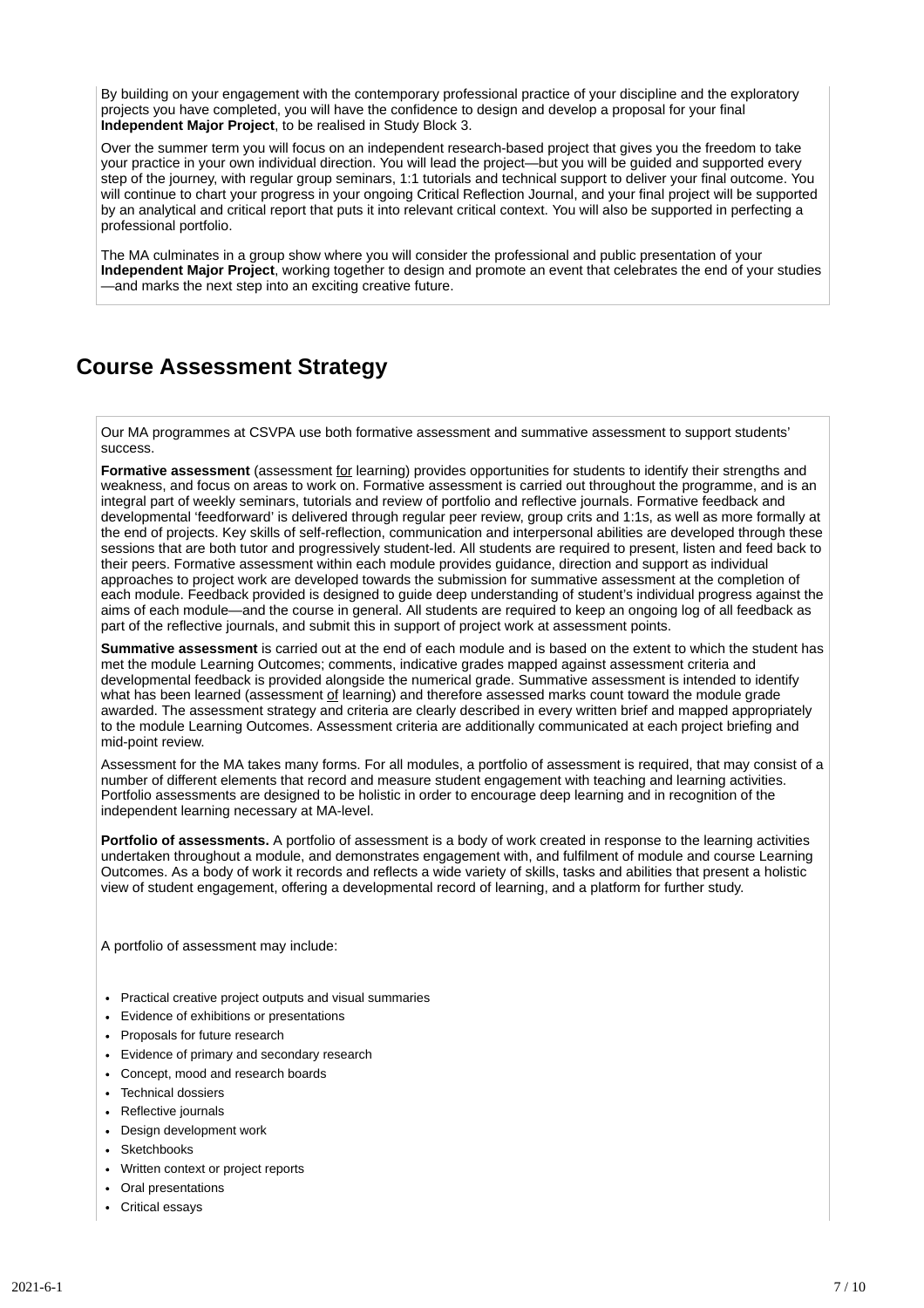By building on your engagement with the contemporary professional practice of your discipline and the exploratory projects you have completed, you will have the confidence to design and develop a proposal for your final **Independent Major Project**, to be realised in Study Block 3.

Over the summer term you will focus on an independent research-based project that gives you the freedom to take your practice in your own individual direction. You will lead the project—but you will be guided and supported every step of the journey, with regular group seminars, 1:1 tutorials and technical support to deliver your final outcome. You will continue to chart your progress in your ongoing Critical Reflection Journal, and your final project will be supported by an analytical and critical report that puts it into relevant critical context. You will also be supported in perfecting a professional portfolio.

The MA culminates in a group show where you will consider the professional and public presentation of your **Independent Major Project**, working together to design and promote an event that celebrates the end of your studies—and marks the next step into an exciting creative future.

## Course Assessment Strategy

Our MA programmes at CSVPA use both formative assessment and summative assessment to support students' success.

**Formative assessment** (assessment for learning) provides opportunities for students to identify their strengths and weakness, and focus on areas to work on. Formative assessment is carried out throughout the programme, and is an integral part of weekly seminars, tutorials and review of portfolio and reflective journals. Formative feedback and developmental 'feedforward' is delivered through regular peer review, group crits and 1:1s, as well as more formally at the end of projects. Key skills of self-reflection, communication and interpersonal abilities are developed through these sessions that are both tutor and progressively student-led. All students are required to present, listen and feed back to their peers. Formative assessment within each module provides guidance, direction and support as individual approaches to project work are developed towards the submission for summative assessment at the completion of each module. Feedback provided is designed to guide deep understanding of student's individual progress against the aims of each module—and the course in general. All students are required to keep an ongoing log of all feedback as part of the reflective journals, and submit this in support of project work at assessment points.

**Summative assessment** is carried out at the end of each module and is based on the extent to which the student has met the module Learning Outcomes; comments, indicative grades mapped against assessment criteria and developmental feedback is provided alongside the numerical grade. Summative assessment is intended to identify what has been learned (assessment of learning) and therefore assessed marks count toward the module grade awarded. The assessment strategy and criteria are clearly described in every written brief and mapped appropriately to the module Learning Outcomes. Assessment criteria are additionally communicated at each project briefing and mid-point review.

Assessment for the MA takes many forms. For all modules, a portfolio of assessment is required, that may consist of a number of different elements that record and measure student engagement with teaching and learning activities. Portfolio assessments are designed to be holistic in order to encourage deep learning and in recognition of the independent learning necessary at MA-level.

**Portfolio of assessments.** A portfolio of assessment is a body of work created in response to the learning activities undertaken throughout a module, and demonstrates engagement with, and fulfilment of module and course Learning Outcomes. As a body of work it records and reflects a wide variety of skills, tasks and abilities that present a holistic view of student engagement, offering a developmental record of learning, and a platform for further study.

A portfolio of assessment may include:

- Practical creative project outputs and visual summaries
- Evidence of exhibitions or presentations
- Proposals for future research
- Evidence of primary and secondary research
- Concept, mood and research boards
- Technical dossiers
- Reflective journals
- Design development work
- Sketchbooks
- Written context or project reports
- Oral presentations
- Critical essays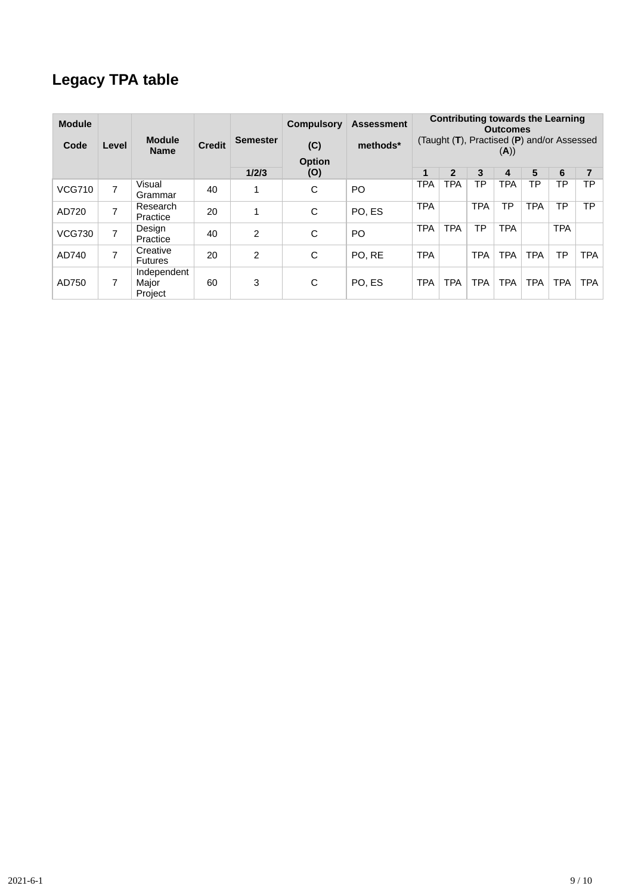## Legacy TPA table

| Module Code | Level | Module Name | Credit | Semester | Compulsory (C) Option (O) | Assessment methods* | Contributing towards the Learning Outcomes (Taught (**T**), Practised (**P**) and/or Assessed (**A**)) | | | | | | |
|---|---|---|---|---|---|---|---|---|---|---|---|---|---|
| | | | | 1/2/3 | | | 1 | 2 | 3 | 4 | 5 | 6 | 7 |
| VCG710 | 7 | Visual Grammar | 40 | 1 | C | PO | TPA | TPA | TP | TPA | TP | TP | TP |
| AD720 | 7 | Research Practice | 20 | 1 | C | PO, ES | TPA | | TPA | TP | TPA | TP | TP |
| VCG730 | 7 | Design Practice | 40 | 2 | C | PO | TPA | TPA | TP | TPA | | TPA | |
| AD740 | 7 | Creative Futures | 20 | 2 | C | PO, RE | TPA | | TPA | TPA | TPA | TP | TPA |
| AD750 | 7 | Independent Major Project | 60 | 3 | C | PO, ES | TPA | TPA | TPA | TPA | TPA | TPA | TPA |